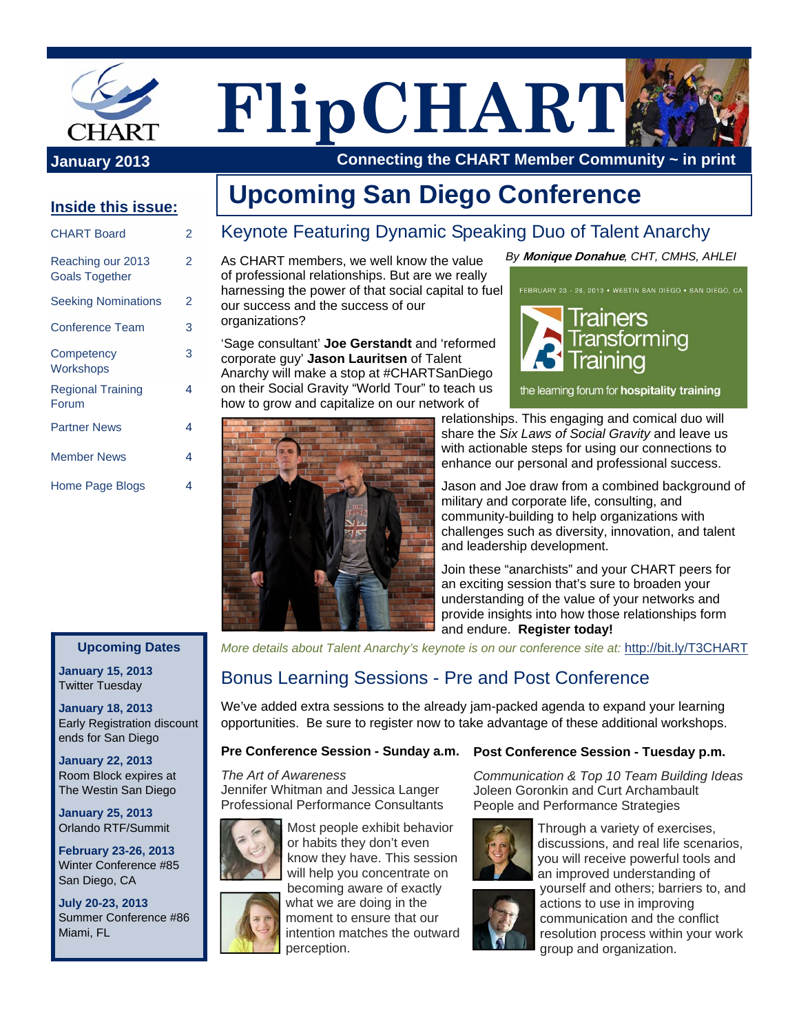# FlipCHART

**January 2013** — Connecting the CHART Member Community ~ in print

## Inside this issue:

| | |
|---|---|
| CHART Board | 2 |
| Reaching our 2013 Goals Together | 2 |
| Seeking Nominations | 2 |
| Conference Team | 3 |
| Competency Workshops | 3 |
| Regional Training Forum | 4 |
| Partner News | 4 |
| Member News | 4 |
| Home Page Blogs | 4 |

# Upcoming San Diego Conference

## Keynote Featuring Dynamic Speaking Duo of Talent Anarchy

*By **Monique Donahue**, CHT, CMHS, AHLEI*

FEBRUARY 23 - 26, 2013 • WESTIN SAN DIEGO • SAN DIEGO, CA

Trainers Transforming Training

the learning forum for **hospitality training**

As CHART members, we well know the value of professional relationships. But are we really harnessing the power of that social capital to fuel our success and the success of our organizations?

'Sage consultant' **Joe Gerstandt** and 'reformed corporate guy' **Jason Lauritsen** of Talent Anarchy will make a stop at #CHARTSanDiego on their Social Gravity "World Tour" to teach us how to grow and capitalize on our network of relationships. This engaging and comical duo will share the *Six Laws of Social Gravity* and leave us with actionable steps for using our connections to enhance our personal and professional success.

Jason and Joe draw from a combined background of military and corporate life, consulting, and community-building to help organizations with challenges such as diversity, innovation, and talent and leadership development.

Join these "anarchists" and your CHART peers for an exciting session that's sure to broaden your understanding of the value of your networks and provide insights into how those relationships form and endure. **Register today!**

*More details about Talent Anarchy's keynote is on our conference site at:* http://bit.ly/T3CHART

## Bonus Learning Sessions - Pre and Post Conference

We've added extra sessions to the already jam-packed agenda to expand your learning opportunities. Be sure to register now to take advantage of these additional workshops.

### Pre Conference Session - Sunday a.m.

*The Art of Awareness*
Jennifer Whitman and Jessica Langer
Professional Performance Consultants

Most people exhibit behavior or habits they don't even know they have. This session will help you concentrate on becoming aware of exactly what we are doing in the moment to ensure that our intention matches the outward perception.

### Post Conference Session - Tuesday p.m.

*Communication & Top 10 Team Building Ideas*
Joleen Goronkin and Curt Archambault
People and Performance Strategies

Through a variety of exercises, discussions, and real life scenarios, you will receive powerful tools and an improved understanding of yourself and others; barriers to, and actions to use in improving communication and the conflict resolution process within your work group and organization.

### Upcoming Dates

**January 15, 2013**
Twitter Tuesday

**January 18, 2013**
Early Registration discount ends for San Diego

**January 22, 2013**
Room Block expires at The Westin San Diego

**January 25, 2013**
Orlando RTF/Summit

**February 23-26, 2013**
Winter Conference #85
San Diego, CA

**July 20-23, 2013**
Summer Conference #86
Miami, FL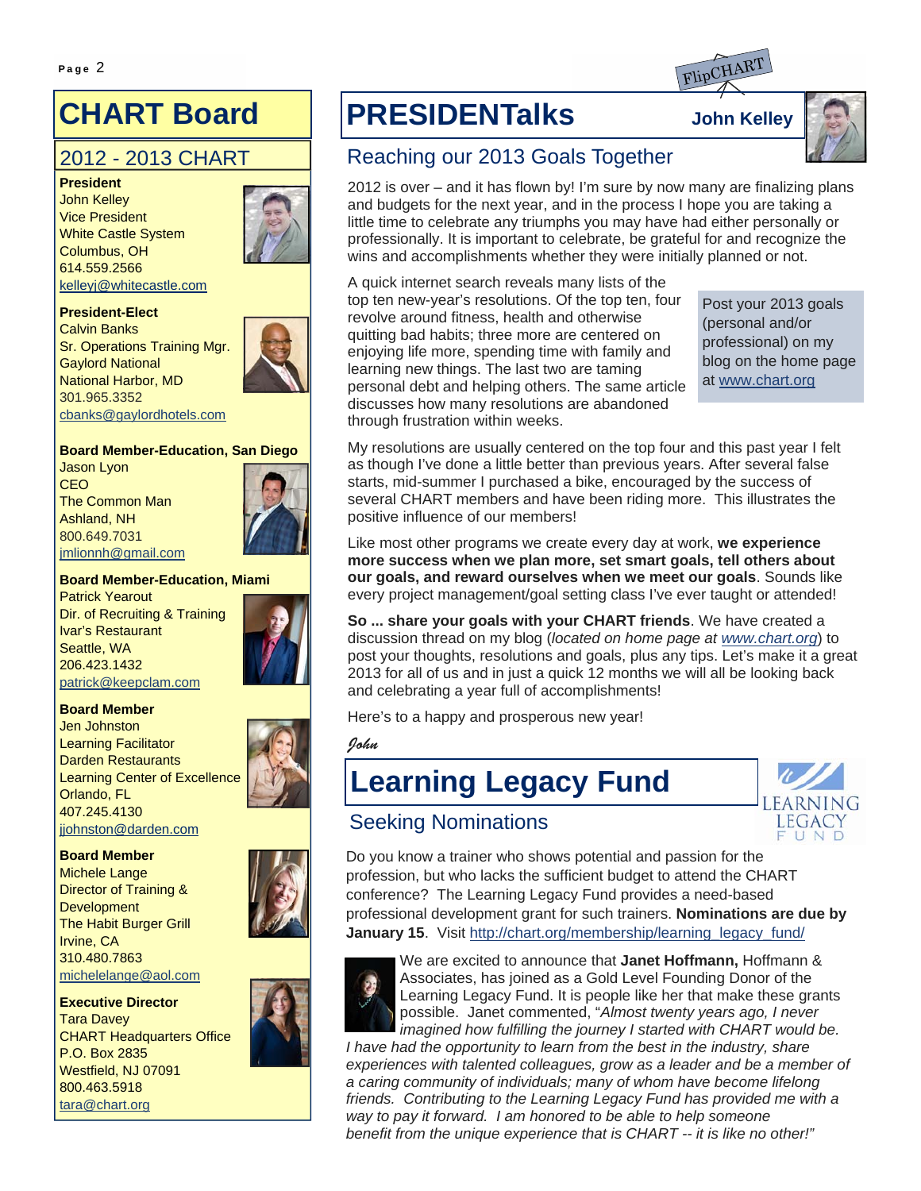# CHART Board

## 2012 - 2013 CHART

**President**
John Kelley
Vice President
White Castle System
Columbus, OH
614.559.2566
kelleyj@whitecastle.com

**President-Elect**
Calvin Banks
Sr. Operations Training Mgr.
Gaylord National
National Harbor, MD
301.965.3352
cbanks@gaylordhotels.com

**Board Member-Education, San Diego**
Jason Lyon
CEO
The Common Man
Ashland, NH
800.649.7031
jmlionnh@gmail.com

**Board Member-Education, Miami**
Patrick Yearout
Dir. of Recruiting & Training
Ivar's Restaurant
Seattle, WA
206.423.1432
patrick@keepclam.com

**Board Member**
Jen Johnston
Learning Facilitator
Darden Restaurants
Learning Center of Excellence
Orlando, FL
407.245.4130
jjohnston@darden.com

**Board Member**
Michele Lange
Director of Training & Development
The Habit Burger Grill
Irvine, CA
310.480.7863
michelelange@aol.com

**Executive Director**
Tara Davey
CHART Headquarters Office
P.O. Box 2835
Westfield, NJ 07091
800.463.5918
tara@chart.org

# PRESIDENTalks

FlipCHART

**John Kelley**

## Reaching our 2013 Goals Together

2012 is over – and it has flown by! I'm sure by now many are finalizing plans and budgets for the next year, and in the process I hope you are taking a little time to celebrate any triumphs you may have had either personally or professionally. It is important to celebrate, be grateful for and recognize the wins and accomplishments whether they were initially planned or not.

A quick internet search reveals many lists of the top ten new-year's resolutions. Of the top ten, four revolve around fitness, health and otherwise quitting bad habits; three more are centered on enjoying life more, spending time with family and learning new things. The last two are taming personal debt and helping others. The same article discusses how many resolutions are abandoned through frustration within weeks.

> Post your 2013 goals (personal and/or professional) on my blog on the home page at www.chart.org

My resolutions are usually centered on the top four and this past year I felt as though I've done a little better than previous years. After several false starts, mid-summer I purchased a bike, encouraged by the success of several CHART members and have been riding more. This illustrates the positive influence of our members!

Like most other programs we create every day at work, **we experience more success when we plan more, set smart goals, tell others about our goals, and reward ourselves when we meet our goals**. Sounds like every project management/goal setting class I've ever taught or attended!

**So ... share your goals with your CHART friends**. We have created a discussion thread on my blog (*located on home page at www.chart.org*) to post your thoughts, resolutions and goals, plus any tips. Let's make it a great 2013 for all of us and in just a quick 12 months we will all be looking back and celebrating a year full of accomplishments!

Here's to a happy and prosperous new year!

*John*

# Learning Legacy Fund

## Seeking Nominations

Do you know a trainer who shows potential and passion for the profession, but who lacks the sufficient budget to attend the CHART conference? The Learning Legacy Fund provides a need-based professional development grant for such trainers. **Nominations are due by January 15**. Visit http://chart.org/membership/learning_legacy_fund/

We are excited to announce that **Janet Hoffmann,** Hoffmann & Associates, has joined as a Gold Level Founding Donor of the Learning Legacy Fund. It is people like her that make these grants possible. Janet commented, "*Almost twenty years ago, I never imagined how fulfilling the journey I started with CHART would be. I have had the opportunity to learn from the best in the industry, share experiences with talented colleagues, grow as a leader and be a member of a caring community of individuals; many of whom have become lifelong friends. Contributing to the Learning Legacy Fund has provided me with a way to pay it forward. I am honored to be able to help someone benefit from the unique experience that is CHART -- it is like no other!*"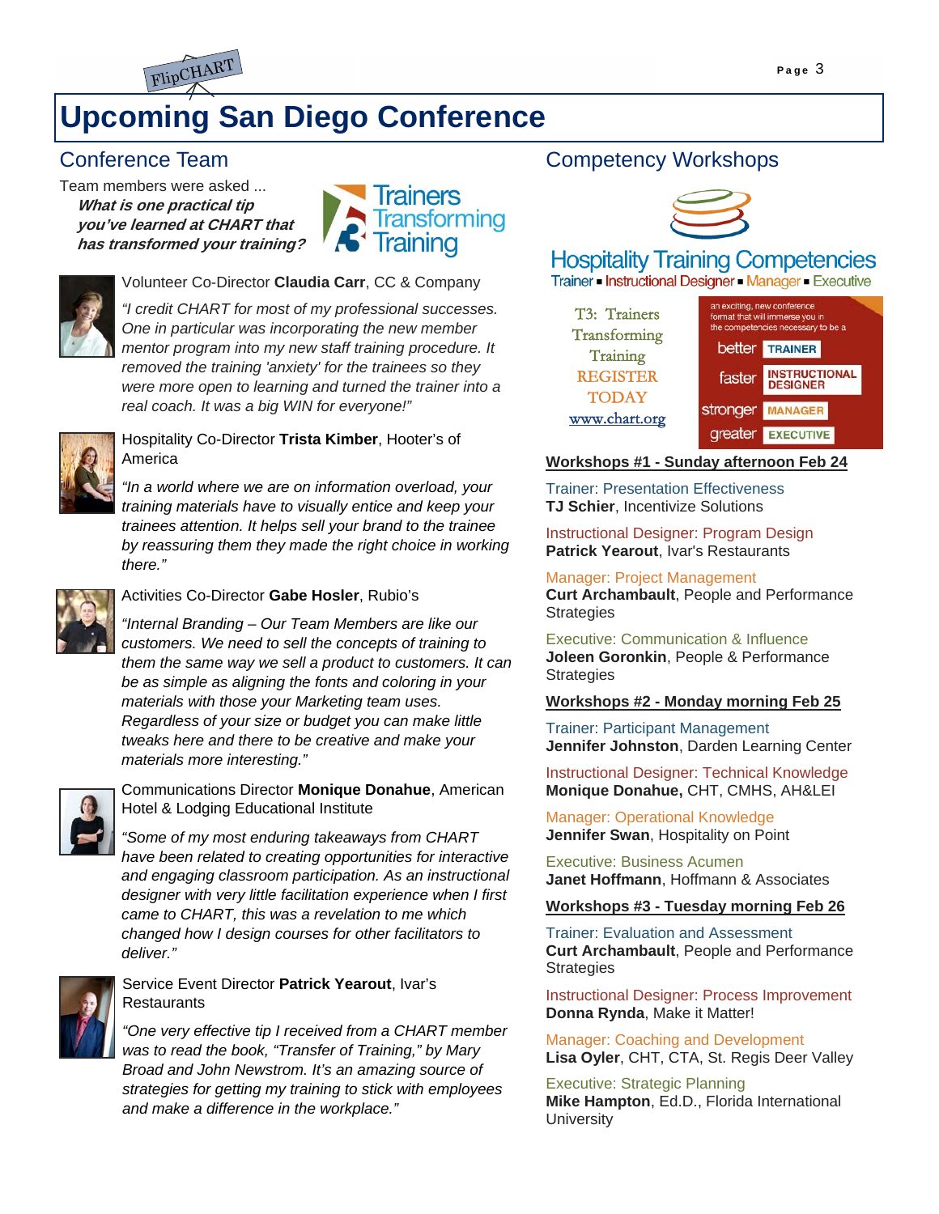# Upcoming San Diego Conference

## Conference Team

Team members were asked ...

***What is one practical tip you've learned at CHART that has transformed your training?***

Trainers Transforming Training

Volunteer Co-Director **Claudia Carr**, CC & Company

*"I credit CHART for most of my professional successes. One in particular was incorporating the new member mentor program into my new staff training procedure. It removed the training 'anxiety' for the trainees so they were more open to learning and turned the trainer into a real coach. It was a big WIN for everyone!"*

Hospitality Co-Director **Trista Kimber**, Hooter's of America

*"In a world where we are on information overload, your training materials have to visually entice and keep your trainees attention. It helps sell your brand to the trainee by reassuring them they made the right choice in working there."*

Activities Co-Director **Gabe Hosler**, Rubio's

*"Internal Branding – Our Team Members are like our customers. We need to sell the concepts of training to them the same way we sell a product to customers. It can be as simple as aligning the fonts and coloring in your materials with those your Marketing team uses. Regardless of your size or budget you can make little tweaks here and there to be creative and make your materials more interesting."*

Communications Director **Monique Donahue**, American Hotel & Lodging Educational Institute

*"Some of my most enduring takeaways from CHART have been related to creating opportunities for interactive and engaging classroom participation. As an instructional designer with very little facilitation experience when I first came to CHART, this was a revelation to me which changed how I design courses for other facilitators to deliver."*

Service Event Director **Patrick Yearout**, Ivar's Restaurants

*"One very effective tip I received from a CHART member was to read the book, "Transfer of Training," by Mary Broad and John Newstrom. It's an amazing source of strategies for getting my training to stick with employees and make a difference in the workplace."*

## Competency Workshops

**Hospitality Training Competencies**

Trainer ▪ Instructional Designer ▪ Manager ▪ Executive

T3: Trainers Transforming Training

REGISTER TODAY

www.chart.org

an exciting, new conference format that will immerse you in the competencies necessary to be a

better TRAINER

faster INSTRUCTIONAL DESIGNER

stronger MANAGER

greater EXECUTIVE

**Workshops #1 - Sunday afternoon Feb 24**

Trainer: Presentation Effectiveness
**TJ Schier**, Incentivize Solutions

Instructional Designer: Program Design
**Patrick Yearout**, Ivar's Restaurants

Manager: Project Management
**Curt Archambault**, People and Performance Strategies

Executive: Communication & Influence
**Joleen Goronkin**, People & Performance Strategies

**Workshops #2 - Monday morning Feb 25**

Trainer: Participant Management
**Jennifer Johnston**, Darden Learning Center

Instructional Designer: Technical Knowledge
**Monique Donahue,** CHT, CMHS, AH&LEI

Manager: Operational Knowledge
**Jennifer Swan**, Hospitality on Point

Executive: Business Acumen
**Janet Hoffmann**, Hoffmann & Associates

**Workshops #3 - Tuesday morning Feb 26**

Trainer: Evaluation and Assessment
**Curt Archambault**, People and Performance Strategies

Instructional Designer: Process Improvement
**Donna Rynda**, Make it Matter!

Manager: Coaching and Development
**Lisa Oyler**, CHT, CTA, St. Regis Deer Valley

Executive: Strategic Planning
**Mike Hampton**, Ed.D., Florida International University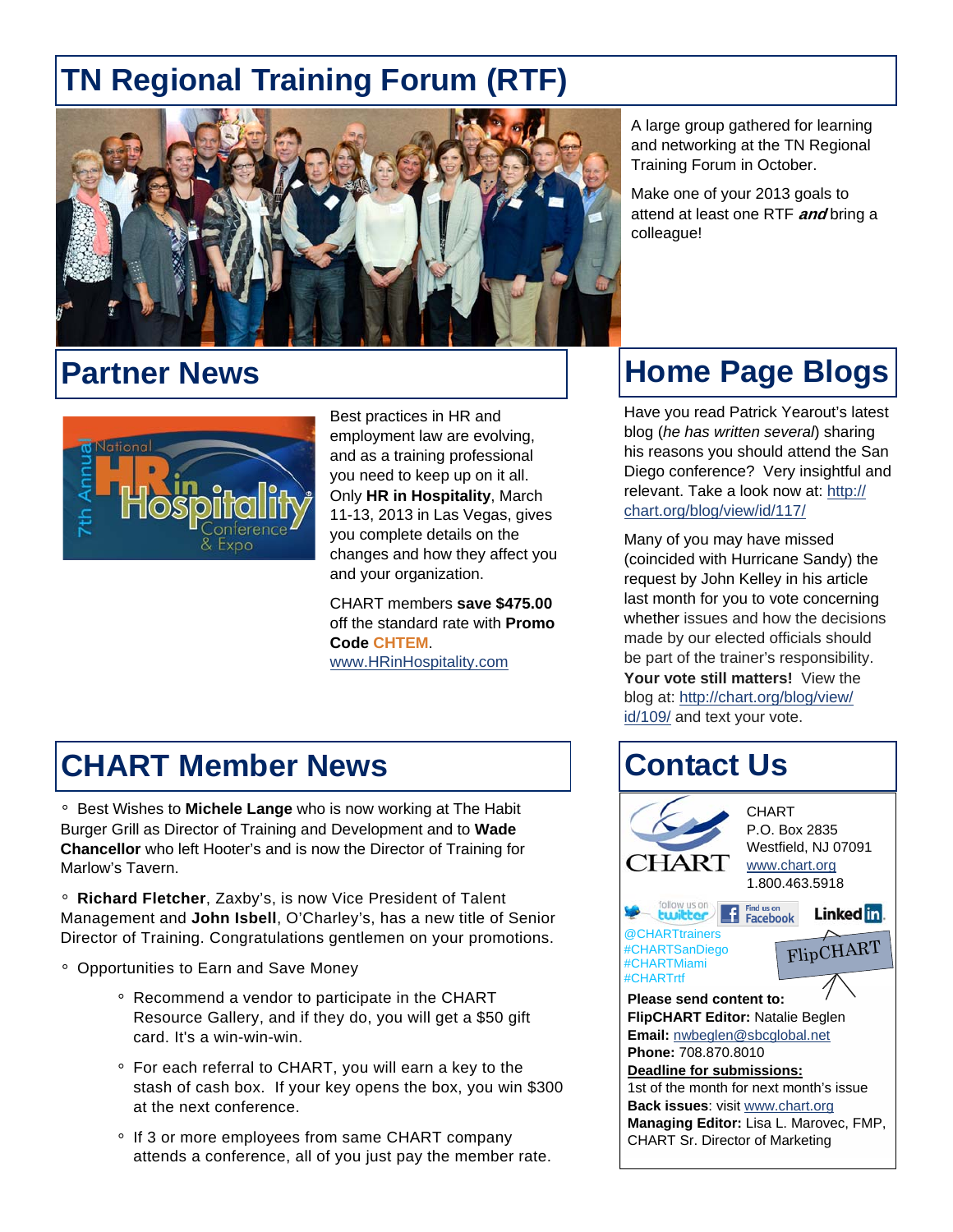## TN Regional Training Forum (RTF)

A large group gathered for learning and networking at the TN Regional Training Forum in October.

Make one of your 2013 goals to attend at least one RTF ***and*** bring a colleague!

## Partner News

Best practices in HR and employment law are evolving, and as a training professional you need to keep up on it all. Only **HR in Hospitality**, March 11-13, 2013 in Las Vegas, gives you complete details on the changes and how they affect you and your organization.

CHART members **save $475.00** off the standard rate with **Promo Code CHTEM**.
www.HRinHospitality.com

## Home Page Blogs

Have you read Patrick Yearout's latest blog (*he has written several*) sharing his reasons you should attend the San Diego conference? Very insightful and relevant. Take a look now at: http://chart.org/blog/view/id/117/

Many of you may have missed (coincided with Hurricane Sandy) the request by John Kelley in his article last month for you to vote concerning whether issues and how the decisions made by our elected officials should be part of the trainer's responsibility. **Your vote still matters!** View the blog at: http://chart.org/blog/view/id/109/ and text your vote.

## CHART Member News

- Best Wishes to **Michele Lange** who is now working at The Habit Burger Grill as Director of Training and Development and to **Wade Chancellor** who left Hooter's and is now the Director of Training for Marlow's Tavern.
- **Richard Fletcher**, Zaxby's, is now Vice President of Talent Management and **John Isbell**, O'Charley's, has a new title of Senior Director of Training. Congratulations gentlemen on your promotions.
- Opportunities to Earn and Save Money
  - Recommend a vendor to participate in the CHART Resource Gallery, and if they do, you will get a $50 gift card. It's a win-win-win.
  - For each referral to CHART, you will earn a key to the stash of cash box. If your key opens the box, you win $300 at the next conference.
  - If 3 or more employees from same CHART company attends a conference, all of you just pay the member rate.

## Contact Us

CHART
P.O. Box 2835
Westfield, NJ 07091
www.chart.org
1.800.463.5918

follow us on twitter | Find us on Facebook | LinkedIn

@CHARTtrainers
#CHARTSanDiego
#CHARTMiami
#CHARTrtf

FlipCHART

**Please send content to:**
**FlipCHART Editor:** Natalie Beglen
**Email:** nwbeglen@sbcglobal.net
**Phone:** 708.870.8010
**Deadline for submissions:**
1st of the month for next month's issue
**Back issues**: visit www.chart.org
**Managing Editor:** Lisa L. Marovec, FMP, CHART Sr. Director of Marketing